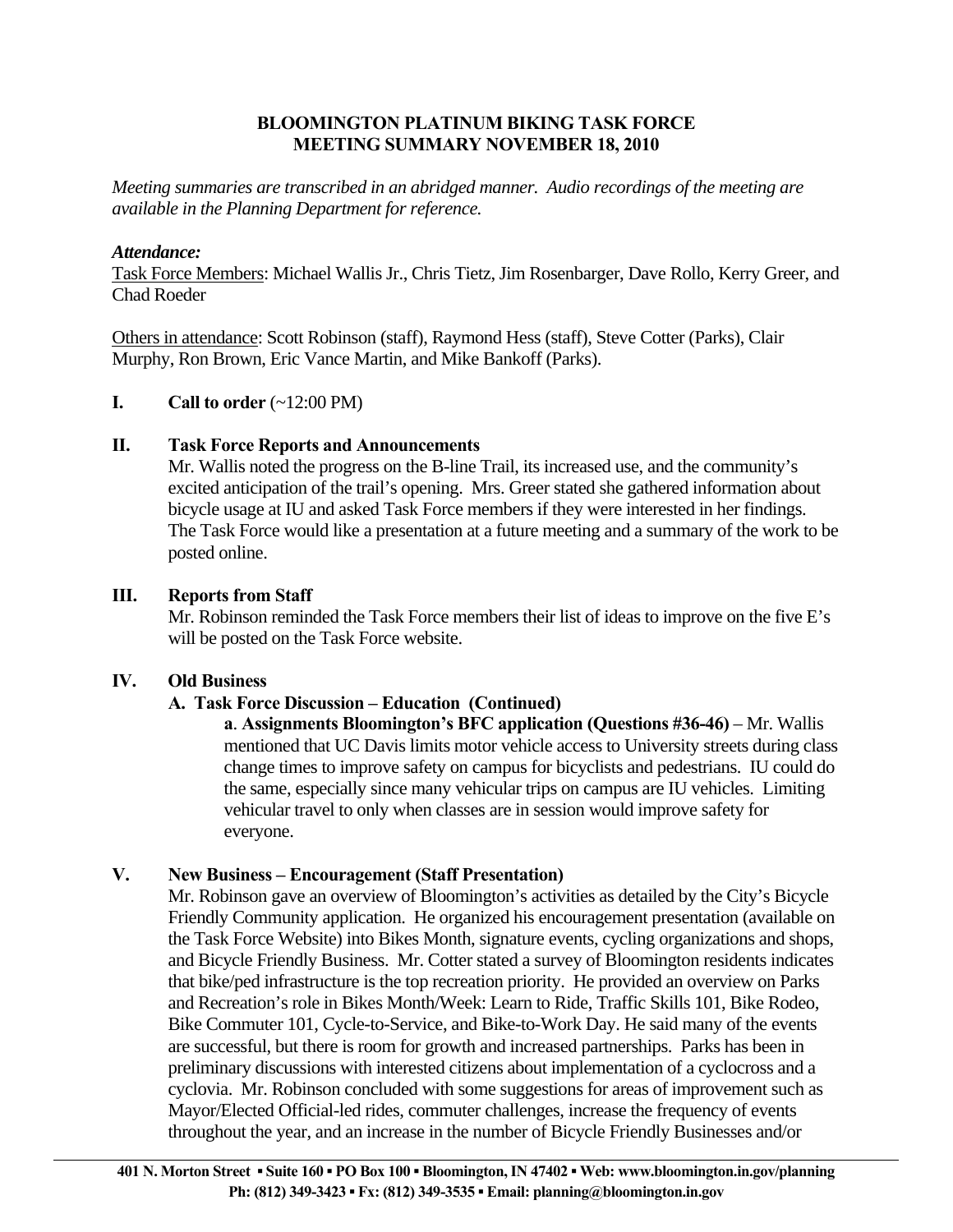# BLOOMINGTON PLATINUM BIKING TASK FORCE
# MEETING SUMMARY NOVEMBER 18, 2010

*Meeting summaries are transcribed in an abridged manner. Audio recordings of the meeting are available in the Planning Department for reference.*

***Attendance:***

Task Force Members: Michael Wallis Jr., Chris Tietz, Jim Rosenbarger, Dave Rollo, Kerry Greer, and Chad Roeder

Others in attendance: Scott Robinson (staff), Raymond Hess (staff), Steve Cotter (Parks), Clair Murphy, Ron Brown, Eric Vance Martin, and Mike Bankoff (Parks).

## I. Call to order (~12:00 PM)

## II. Task Force Reports and Announcements

Mr. Wallis noted the progress on the B-line Trail, its increased use, and the community's excited anticipation of the trail's opening. Mrs. Greer stated she gathered information about bicycle usage at IU and asked Task Force members if they were interested in her findings. The Task Force would like a presentation at a future meeting and a summary of the work to be posted online.

## III. Reports from Staff

Mr. Robinson reminded the Task Force members their list of ideas to improve on the five E's will be posted on the Task Force website.

## IV. Old Business

### A. Task Force Discussion – Education (Continued)

**a. Assignments Bloomington's BFC application (Questions #36-46)** – Mr. Wallis mentioned that UC Davis limits motor vehicle access to University streets during class change times to improve safety on campus for bicyclists and pedestrians. IU could do the same, especially since many vehicular trips on campus are IU vehicles. Limiting vehicular travel to only when classes are in session would improve safety for everyone.

## V. New Business – Encouragement (Staff Presentation)

Mr. Robinson gave an overview of Bloomington's activities as detailed by the City's Bicycle Friendly Community application. He organized his encouragement presentation (available on the Task Force Website) into Bikes Month, signature events, cycling organizations and shops, and Bicycle Friendly Business. Mr. Cotter stated a survey of Bloomington residents indicates that bike/ped infrastructure is the top recreation priority. He provided an overview on Parks and Recreation's role in Bikes Month/Week: Learn to Ride, Traffic Skills 101, Bike Rodeo, Bike Commuter 101, Cycle-to-Service, and Bike-to-Work Day. He said many of the events are successful, but there is room for growth and increased partnerships. Parks has been in preliminary discussions with interested citizens about implementation of a cyclocross and a cyclovia. Mr. Robinson concluded with some suggestions for areas of improvement such as Mayor/Elected Official-led rides, commuter challenges, increase the frequency of events throughout the year, and an increase in the number of Bicycle Friendly Businesses and/or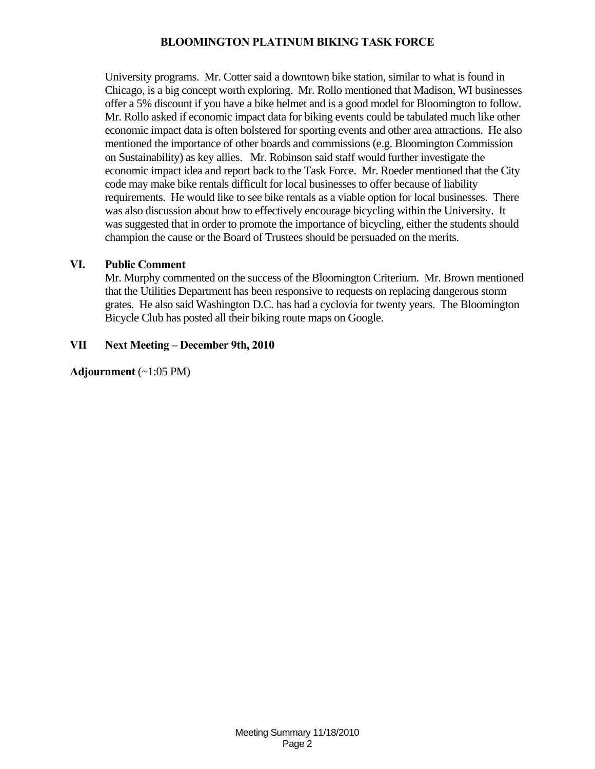University programs. Mr. Cotter said a downtown bike station, similar to what is found in Chicago, is a big concept worth exploring. Mr. Rollo mentioned that Madison, WI businesses offer a 5% discount if you have a bike helmet and is a good model for Bloomington to follow. Mr. Rollo asked if economic impact data for biking events could be tabulated much like other economic impact data is often bolstered for sporting events and other area attractions. He also mentioned the importance of other boards and commissions (e.g. Bloomington Commission on Sustainability) as key allies. Mr. Robinson said staff would further investigate the economic impact idea and report back to the Task Force. Mr. Roeder mentioned that the City code may make bike rentals difficult for local businesses to offer because of liability requirements. He would like to see bike rentals as a viable option for local businesses. There was also discussion about how to effectively encourage bicycling within the University. It was suggested that in order to promote the importance of bicycling, either the students should champion the cause or the Board of Trustees should be persuaded on the merits.

**VI. Public Comment**

Mr. Murphy commented on the success of the Bloomington Criterium. Mr. Brown mentioned that the Utilities Department has been responsive to requests on replacing dangerous storm grates. He also said Washington D.C. has had a cyclovia for twenty years. The Bloomington Bicycle Club has posted all their biking route maps on Google.

**VII Next Meeting – December 9th, 2010**

**Adjournment** (~1:05 PM)